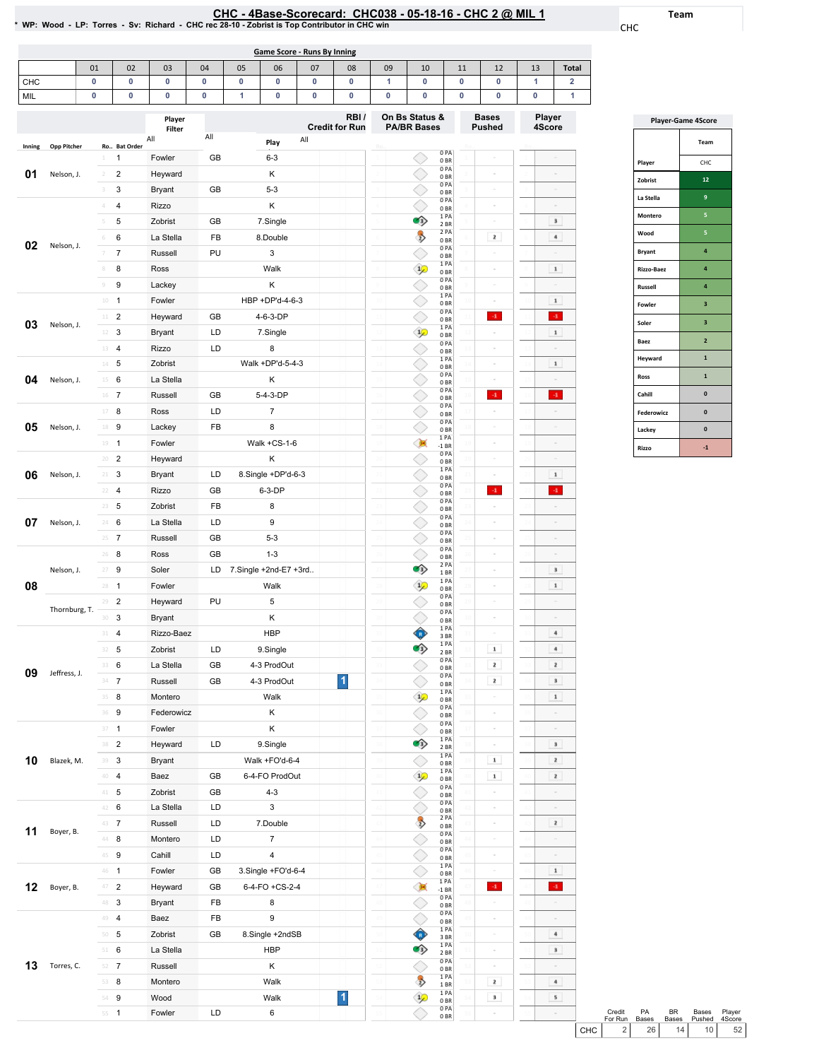# CHC - 4Base-Scorecard: CHC038 - 05-18-16 - CHC 2 @ MIL 1

\* WP: Wood - LP: Torres - Sv: Richard - CHC rec 28-10 - Zobrist is Top Contributor in CHC win

Team: CHC

## Game Score - Runs By Inning

| | 01 | 02 | 03 | 04 | 05 | 06 | 07 | 08 | 09 | 10 | 11 | 12 | 13 | Total |
|---|---|---|---|---|---|---|---|---|---|---|---|---|---|---|
| CHC | 0 | 0 | 0 | 0 | 0 | 0 | 0 | 0 | 1 | 0 | 0 | 0 | 1 | 2 |
| MIL | 0 | 0 | 0 | 0 | 1 | 0 | 0 | 0 | 0 | 0 | 0 | 0 | 0 | 1 |

| Inning | Opp Pitcher | Ro.. | Bat Order | Player | | Play | RBI / Credit for Run | On Bs Status & PA/BR Bases | Bases Pushed | Player 4Score |
|---|---|---|---|---|---|---|---|---|---|---|
| 01 | Nelson, J. | 1 | 1 | Fowler | GB | 6-3 | | 0 PA 0 BR | - | - |
| | | 2 | 2 | Heyward | | K | | 0 PA 0 BR | - | - |
| | | 3 | 3 | Bryant | GB | 5-3 | | 0 PA 0 BR | - | - |
| 02 | Nelson, J. | 4 | 4 | Rizzo | | K | | 0 PA 0 BR | - | - |
| | | 5 | 5 | Zobrist | GB | 7.Single | | 1 PA 2 BR | - | 3 |
| | | 6 | 6 | La Stella | FB | 8.Double | | 2 PA 0 BR | 2 | 4 |
| | | 7 | 7 | Russell | PU | 3 | | 0 PA 0 BR | - | - |
| | | 8 | 8 | Ross | | Walk | | 1 PA 0 BR | - | 1 |
| | | 9 | 9 | Lackey | | K | | 0 PA 0 BR | - | - |
| 03 | Nelson, J. | 10 | 1 | Fowler | | HBP +DP'd-4-6-3 | | 1 PA 0 BR | - | 1 |
| | | 11 | 2 | Heyward | GB | 4-6-3-DP | | 0 PA 0 BR | -1 | -1 |
| | | 12 | 3 | Bryant | LD | 7.Single | | 1 PA 0 BR | - | 1 |
| | | 13 | 4 | Rizzo | LD | 8 | | 0 PA 0 BR | - | - |
| 04 | Nelson, J. | 14 | 5 | Zobrist | | Walk +DP'd-5-4-3 | | 1 PA 0 BR | - | 1 |
| | | 15 | 6 | La Stella | | K | | 0 PA 0 BR | - | - |
| | | 16 | 7 | Russell | GB | 5-4-3-DP | | 0 PA 0 BR | -1 | -1 |
| 05 | Nelson, J. | 17 | 8 | Ross | LD | 7 | | 0 PA 0 BR | - | - |
| | | 18 | 9 | Lackey | FB | 8 | | 0 PA 0 BR | - | - |
| | | 19 | 1 | Fowler | | Walk +CS-1-6 | | 1 PA -1 BR | - | - |
| 06 | Nelson, J. | 20 | 2 | Heyward | | K | | 0 PA 0 BR | - | - |
| | | 21 | 3 | Bryant | LD | 8.Single +DP'd-6-3 | | 1 PA 0 BR | - | 1 |
| | | 22 | 4 | Rizzo | GB | 6-3-DP | | 0 PA 0 BR | -1 | -1 |
| 07 | Nelson, J. | 23 | 5 | Zobrist | FB | 8 | | 0 PA 0 BR | - | - |
| | | 24 | 6 | La Stella | LD | 9 | | 0 PA 0 BR | - | - |
| | | 25 | 7 | Russell | GB | 5-3 | | 0 PA 0 BR | - | - |
| 08 | Nelson, J. | 26 | 8 | Ross | GB | 1-3 | | 0 PA 0 BR | - | - |
| | | 27 | 9 | Soler | LD | 7.Single +2nd-E7 +3rd.. | | 2 PA 1 BR | - | 3 |
| | | 28 | 1 | Fowler | | Walk | | 1 PA 0 BR | - | 1 |
| | Thornburg, T. | 29 | 2 | Heyward | PU | 5 | | 0 PA 0 BR | - | - |
| | | 30 | 3 | Bryant | | K | | 0 PA 0 BR | - | - |
| 09 | Jeffress, J. | 31 | 4 | Rizzo-Baez | | HBP | | 1 PA 3 BR | - | 4 |
| | | 32 | 5 | Zobrist | LD | 9.Single | | 1 PA 2 BR | 1 | 4 |
| | | 33 | 6 | La Stella | GB | 4-3 ProdOut | | 0 PA 0 BR | 2 | 2 |
| | | 34 | 7 | Russell | GB | 4-3 ProdOut | 1 | 0 PA 0 BR | 2 | 3 |
| | | 35 | 8 | Montero | | Walk | | 1 PA 0 BR | - | 1 |
| | | 36 | 9 | Federowicz | | K | | 0 PA 0 BR | - | - |
| 10 | Blazek, M. | 37 | 1 | Fowler | | K | | 0 PA 0 BR | - | - |
| | | 38 | 2 | Heyward | LD | 9.Single | | 1 PA 2 BR | - | 3 |
| | | 39 | 3 | Bryant | | Walk +FO'd-6-4 | | 1 PA 0 BR | 1 | 2 |
| | | 40 | 4 | Baez | GB | 6-4-FO ProdOut | | 1 PA 0 BR | 1 | 2 |
| | | 41 | 5 | Zobrist | GB | 4-3 | | 0 PA 0 BR | - | - |
| 11 | Boyer, B. | 42 | 6 | La Stella | LD | 3 | | 0 PA 0 BR | - | - |
| | | 43 | 7 | Russell | LD | 7.Double | | 2 PA 0 BR | - | 2 |
| | | 44 | 8 | Montero | LD | 7 | | 0 PA 0 BR | - | - |
| | | 45 | 9 | Cahill | LD | 4 | | 0 PA 0 BR | - | - |
| 12 | Boyer, B. | 46 | 1 | Fowler | GB | 3.Single +FO'd-6-4 | | 1 PA 0 BR | - | 1 |
| | | 47 | 2 | Heyward | GB | 6-4-FO +CS-2-4 | | 1 PA -1 BR | -1 | -1 |
| | | 48 | 3 | Bryant | FB | 8 | | 0 PA 0 BR | - | - |
| 13 | Torres, C. | 49 | 4 | Baez | FB | 9 | | 0 PA 0 BR | - | - |
| | | 50 | 5 | Zobrist | GB | 8.Single +2ndSB | | 1 PA 3 BR | - | 4 |
| | | 51 | 6 | La Stella | | HBP | | 1 PA 2 BR | - | 3 |
| | | 52 | 7 | Russell | | K | | 0 PA 0 BR | - | - |
| | | 53 | 8 | Montero | | Walk | | 1 PA 1 BR | 2 | 4 |
| | | 54 | 9 | Wood | | Walk | 1 | 1 PA 0 BR | 3 | 5 |
| | | 55 | 1 | Fowler | LD | 6 | | 0 PA 0 BR | - | - |

| | Credit For Run | PA Bases | BR Bases | Bases Pushed | Player 4Score |
|---|---|---|---|---|---|
| CHC | 2 | 26 | 14 | 10 | 52 |

## Player-Game 4Score

| Player | Team CHC |
|---|---|
| Zobrist | 12 |
| La Stella | 9 |
| Montero | 5 |
| Wood | 5 |
| Bryant | 4 |
| Rizzo-Baez | 4 |
| Russell | 4 |
| Fowler | 3 |
| Soler | 3 |
| Baez | 2 |
| Heyward | 1 |
| Ross | 1 |
| Cahill | 0 |
| Federowicz | 0 |
| Lackey | 0 |
| Rizzo | -1 |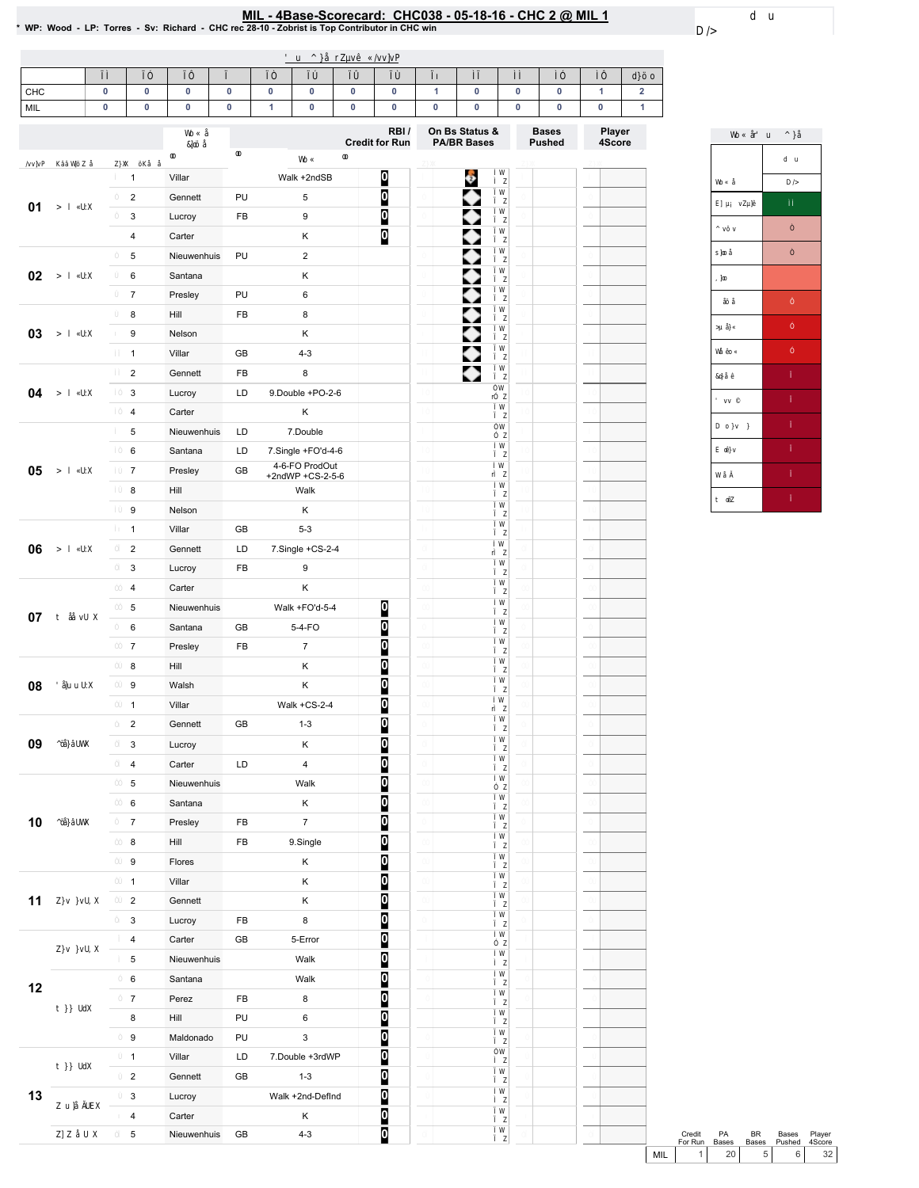# MIL - 4Base-Scorecard: CHC038 - 05-18-16 - CHC 2 @ MIL 1

* WP: Wood - LP: Torres - Sv: Richard - CHC rec 28-10 - Zobrist is Top Contributor in CHC win

| | 1 | 2 | 3 | 4 | 5 | 6 | 7 | 8 | 9 | 10 | 11 | 12 | 13 | Total |
|---|---|---|---|---|---|---|---|---|---|---|---|---|---|---|
| CHC | 0 | 0 | 0 | 0 | 0 | 0 | 0 | 0 | 1 | 0 | 0 | 0 | 1 | 2 |
| MIL | 0 | 0 | 0 | 0 | 1 | 0 | 0 | 0 | 0 | 0 | 0 | 0 | 0 | 1 |

| Inning | Player | Ball | Play | RBI / Credit for Run |
|---|---|---|---|---|
| 01 | Villar | | Walk +2ndSB | 0 |
| | Gennett | PU | 5 | 0 |
| | Lucroy | FB | 9 | 0 |
| | Carter | | K | 0 |
| 02 | Nieuwenhuis | PU | 2 | |
| | Santana | | K | |
| | Presley | PU | 6 | |
| 03 | Hill | FB | 8 | |
| | Nelson | | K | |
| | Villar | GB | 4-3 | |
| 04 | Gennett | FB | 8 | |
| | Lucroy | LD | 9.Double +PO-2-6 | |
| | Carter | | K | |
| 05 | Nieuwenhuis | LD | 7.Double | |
| | Santana | LD | 7.Single +FO'd-4-6 | |
| | Presley | GB | 4-6-FO ProdOut +2ndWP +CS-2-5-6 | |
| | Hill | | Walk | |
| | Nelson | | K | |
| 06 | Villar | GB | 5-3 | |
| | Gennett | LD | 7.Single +CS-2-4 | |
| | Lucroy | FB | 9 | |
| 07 | Carter | | K | |
| | Nieuwenhuis | | Walk +FO'd-5-4 | 0 |
| | Santana | GB | 5-4-FO | 0 |
| | Presley | FB | 7 | 0 |
| 08 | Hill | | K | 0 |
| | Walsh | | K | 0 |
| | Villar | | Walk +CS-2-4 | 0 |
| 09 | Gennett | GB | 1-3 | 0 |
| | Lucroy | | K | 0 |
| | Carter | LD | 4 | 0 |
| 10 | Nieuwenhuis | | Walk | 0 |
| | Santana | | K | 0 |
| | Presley | FB | 7 | 0 |
| | Hill | FB | 9.Single | 0 |
| | Flores | | K | 0 |
| 11 | Villar | | K | 0 |
| | Gennett | | K | 0 |
| | Lucroy | FB | 8 | 0 |
| 12 | Carter | GB | 5-Error | 0 |
| | Nieuwenhuis | | Walk | 0 |
| | Santana | | Walk | 0 |
| | Perez | FB | 8 | 0 |
| | Hill | PU | 6 | 0 |
| | Maldonado | PU | 3 | 0 |
| 13 | Villar | LD | 7.Double +3rdWP | 0 |
| | Gennett | GB | 1-3 | 0 |
| | Lucroy | | Walk +2nd-DefInd | 0 |
| | Carter | | K | 0 |
| | Nieuwenhuis | GB | 4-3 | 0 |

| | Credit For Run | PA Bases | BR Bases | Bases Pushed | Player 4Score |
|---|---|---|---|---|---|
| MIL | 1 | 20 | 5 | 6 | 32 |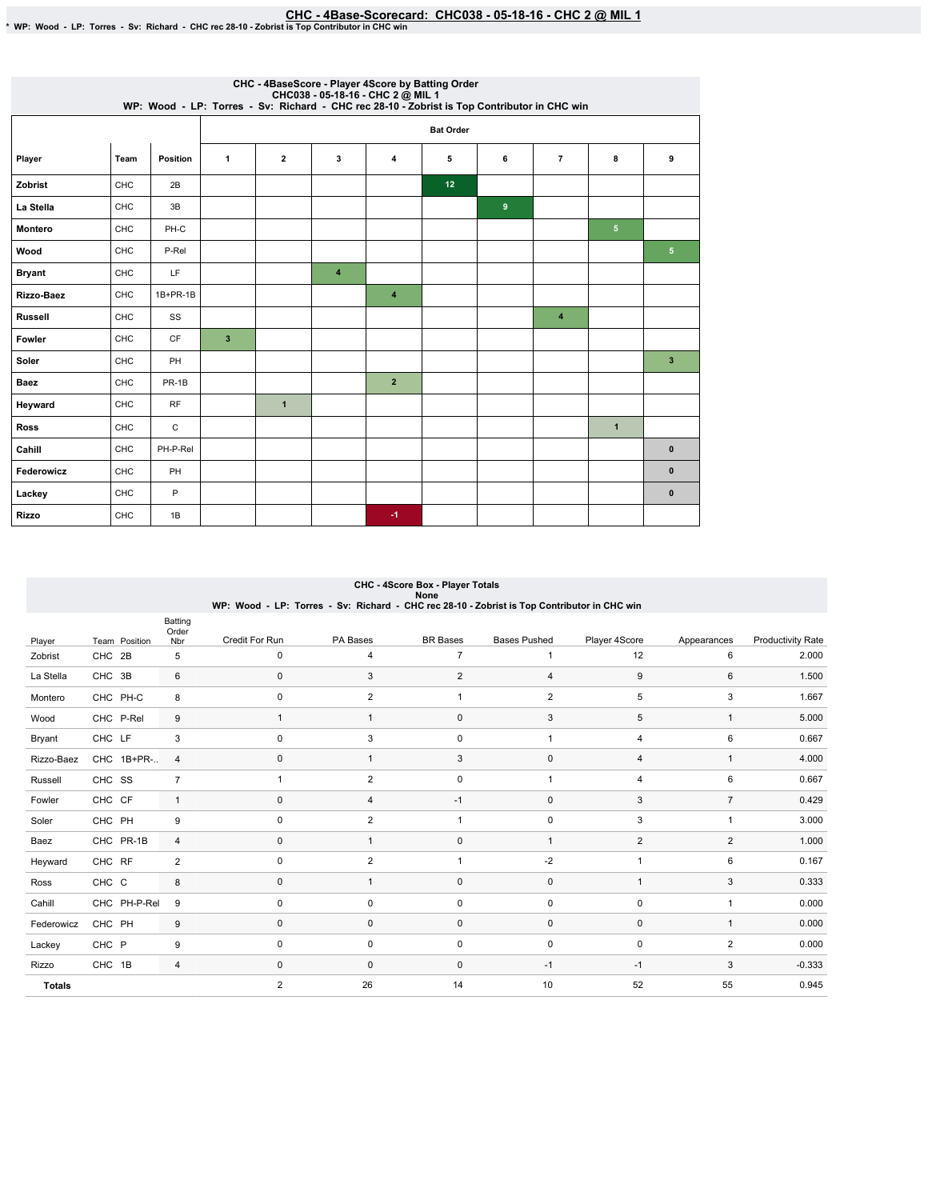# CHC - 4Base-Scorecard: CHC038 - 05-18-16 - CHC 2 @ MIL 1

* WP: Wood - LP: Torres - Sv: Richard - CHC rec 28-10 - Zobrist is Top Contributor in CHC win

## CHC - 4BaseScore - Player 4Score by Batting Order
CHC038 - 05-18-16 - CHC 2 @ MIL 1
WP: Wood - LP: Torres - Sv: Richard - CHC rec 28-10 - Zobrist is Top Contributor in CHC win

| | | | Bat Order | | | | | | | | |
|---|---|---|---|---|---|---|---|---|---|---|---|
| Player | Team | Position | 1 | 2 | 3 | 4 | 5 | 6 | 7 | 8 | 9 |
| Zobrist | CHC | 2B | | | | | 12 | | | | |
| La Stella | CHC | 3B | | | | | | 9 | | | |
| Montero | CHC | PH-C | | | | | | | | 5 | |
| Wood | CHC | P-Rel | | | | | | | | | 5 |
| Bryant | CHC | LF | | | 4 | | | | | | |
| Rizzo-Baez | CHC | 1B+PR-1B | | | | 4 | | | | | |
| Russell | CHC | SS | | | | | | | 4 | | |
| Fowler | CHC | CF | 3 | | | | | | | | |
| Soler | CHC | PH | | | | | | | | | 3 |
| Baez | CHC | PR-1B | | | | 2 | | | | | |
| Heyward | CHC | RF | | 1 | | | | | | | |
| Ross | CHC | C | | | | | | | | 1 | |
| Cahill | CHC | PH-P-Rel | | | | | | | | | 0 |
| Federowicz | CHC | PH | | | | | | | | | 0 |
| Lackey | CHC | P | | | | | | | | | 0 |
| Rizzo | CHC | 1B | | | | -1 | | | | | |

## CHC - 4Score Box - Player Totals
None
WP: Wood - LP: Torres - Sv: Richard - CHC rec 28-10 - Zobrist is Top Contributor in CHC win

| Player | Team | Position | Batting Order Nbr | Credit For Run | PA Bases | BR Bases | Bases Pushed | Player 4Score | Appearances | Productivity Rate |
|---|---|---|---|---|---|---|---|---|---|---|
| Zobrist | CHC | 2B | 5 | 0 | 4 | 7 | 1 | 12 | 6 | 2.000 |
| La Stella | CHC | 3B | 6 | 0 | 3 | 2 | 4 | 9 | 6 | 1.500 |
| Montero | CHC | PH-C | 8 | 0 | 2 | 1 | 2 | 5 | 3 | 1.667 |
| Wood | CHC | P-Rel | 9 | 1 | 1 | 0 | 3 | 5 | 1 | 5.000 |
| Bryant | CHC | LF | 3 | 0 | 3 | 0 | 1 | 4 | 6 | 0.667 |
| Rizzo-Baez | CHC | 1B+PR-.. | 4 | 0 | 1 | 3 | 0 | 4 | 1 | 4.000 |
| Russell | CHC | SS | 7 | 1 | 2 | 0 | 1 | 4 | 6 | 0.667 |
| Fowler | CHC | CF | 1 | 0 | 4 | -1 | 0 | 3 | 7 | 0.429 |
| Soler | CHC | PH | 9 | 0 | 2 | 1 | 0 | 3 | 1 | 3.000 |
| Baez | CHC | PR-1B | 4 | 0 | 1 | 0 | 1 | 2 | 2 | 1.000 |
| Heyward | CHC | RF | 2 | 0 | 2 | 1 | -2 | 1 | 6 | 0.167 |
| Ross | CHC | C | 8 | 0 | 1 | 0 | 0 | 1 | 3 | 0.333 |
| Cahill | CHC | PH-P-Rel | 9 | 0 | 0 | 0 | 0 | 0 | 1 | 0.000 |
| Federowicz | CHC | PH | 9 | 0 | 0 | 0 | 0 | 0 | 1 | 0.000 |
| Lackey | CHC | P | 9 | 0 | 0 | 0 | 0 | 0 | 2 | 0.000 |
| Rizzo | CHC | 1B | 4 | 0 | 0 | 0 | -1 | -1 | 3 | -0.333 |
| **Totals** | | | | 2 | 26 | 14 | 10 | 52 | 55 | 0.945 |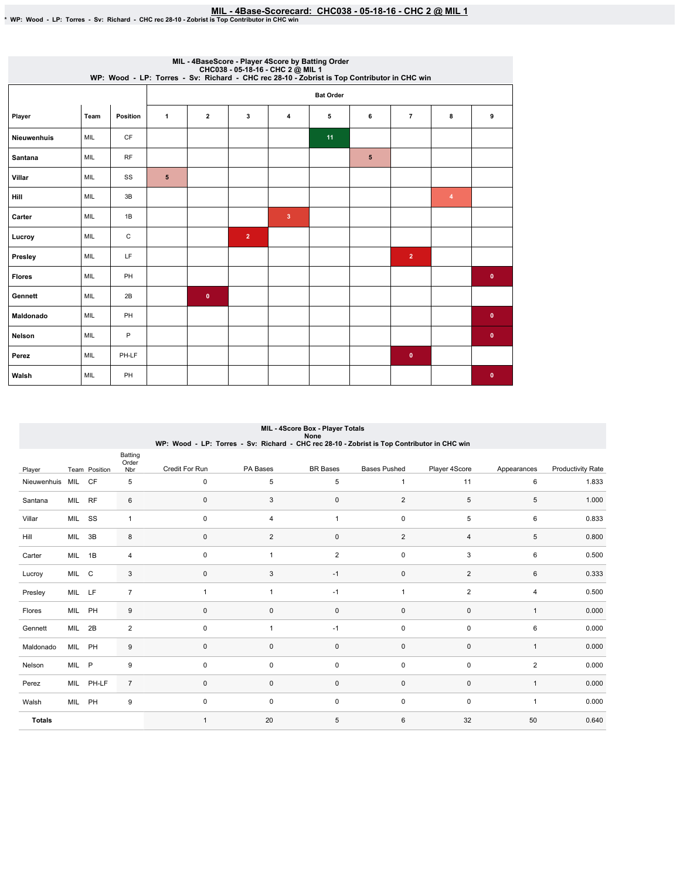# MIL - 4Base-Scorecard: CHC038 - 05-18-16 - CHC 2 @ MIL 1

* WP: Wood - LP: Torres - Sv: Richard - CHC rec 28-10 - Zobrist is Top Contributor in CHC win

## MIL - 4BaseScore - Player 4Score by Batting Order
CHC038 - 05-18-16 - CHC 2 @ MIL 1
WP: Wood - LP: Torres - Sv: Richard - CHC rec 28-10 - Zobrist is Top Contributor in CHC win

| | | | Bat Order | | | | | | | | |
|---|---|---|---|---|---|---|---|---|---|---|---|
| Player | Team | Position | 1 | 2 | 3 | 4 | 5 | 6 | 7 | 8 | 9 |
| Nieuwenhuis | MIL | CF | | | | | 11 | | | | |
| Santana | MIL | RF | | | | | | 5 | | | |
| Villar | MIL | SS | 5 | | | | | | | | |
| Hill | MIL | 3B | | | | | | | | 4 | |
| Carter | MIL | 1B | | | | 3 | | | | | |
| Lucroy | MIL | C | | | 2 | | | | | | |
| Presley | MIL | LF | | | | | | | 2 | | |
| Flores | MIL | PH | | | | | | | | | 0 |
| Gennett | MIL | 2B | | 0 | | | | | | | |
| Maldonado | MIL | PH | | | | | | | | | 0 |
| Nelson | MIL | P | | | | | | | | | 0 |
| Perez | MIL | PH-LF | | | | | | | 0 | | |
| Walsh | MIL | PH | | | | | | | | | 0 |

## MIL - 4Score Box - Player Totals
None
WP: Wood - LP: Torres - Sv: Richard - CHC rec 28-10 - Zobrist is Top Contributor in CHC win

| Player | Team | Position | Batting Order Nbr | Credit For Run | PA Bases | BR Bases | Bases Pushed | Player 4Score | Appearances | Productivity Rate |
|---|---|---|---|---|---|---|---|---|---|---|
| Nieuwenhuis | MIL | CF | 5 | 0 | 5 | 5 | 1 | 11 | 6 | 1.833 |
| Santana | MIL | RF | 6 | 0 | 3 | 0 | 2 | 5 | 5 | 1.000 |
| Villar | MIL | SS | 1 | 0 | 4 | 1 | 0 | 5 | 6 | 0.833 |
| Hill | MIL | 3B | 8 | 0 | 2 | 0 | 2 | 4 | 5 | 0.800 |
| Carter | MIL | 1B | 4 | 0 | 1 | 2 | 0 | 3 | 6 | 0.500 |
| Lucroy | MIL | C | 3 | 0 | 3 | -1 | 0 | 2 | 6 | 0.333 |
| Presley | MIL | LF | 7 | 1 | 1 | -1 | 1 | 2 | 4 | 0.500 |
| Flores | MIL | PH | 9 | 0 | 0 | 0 | 0 | 0 | 1 | 0.000 |
| Gennett | MIL | 2B | 2 | 0 | 1 | -1 | 0 | 0 | 6 | 0.000 |
| Maldonado | MIL | PH | 9 | 0 | 0 | 0 | 0 | 0 | 1 | 0.000 |
| Nelson | MIL | P | 9 | 0 | 0 | 0 | 0 | 0 | 2 | 0.000 |
| Perez | MIL | PH-LF | 7 | 0 | 0 | 0 | 0 | 0 | 1 | 0.000 |
| Walsh | MIL | PH | 9 | 0 | 0 | 0 | 0 | 0 | 1 | 0.000 |
| Totals | | | | 1 | 20 | 5 | 6 | 32 | 50 | 0.640 |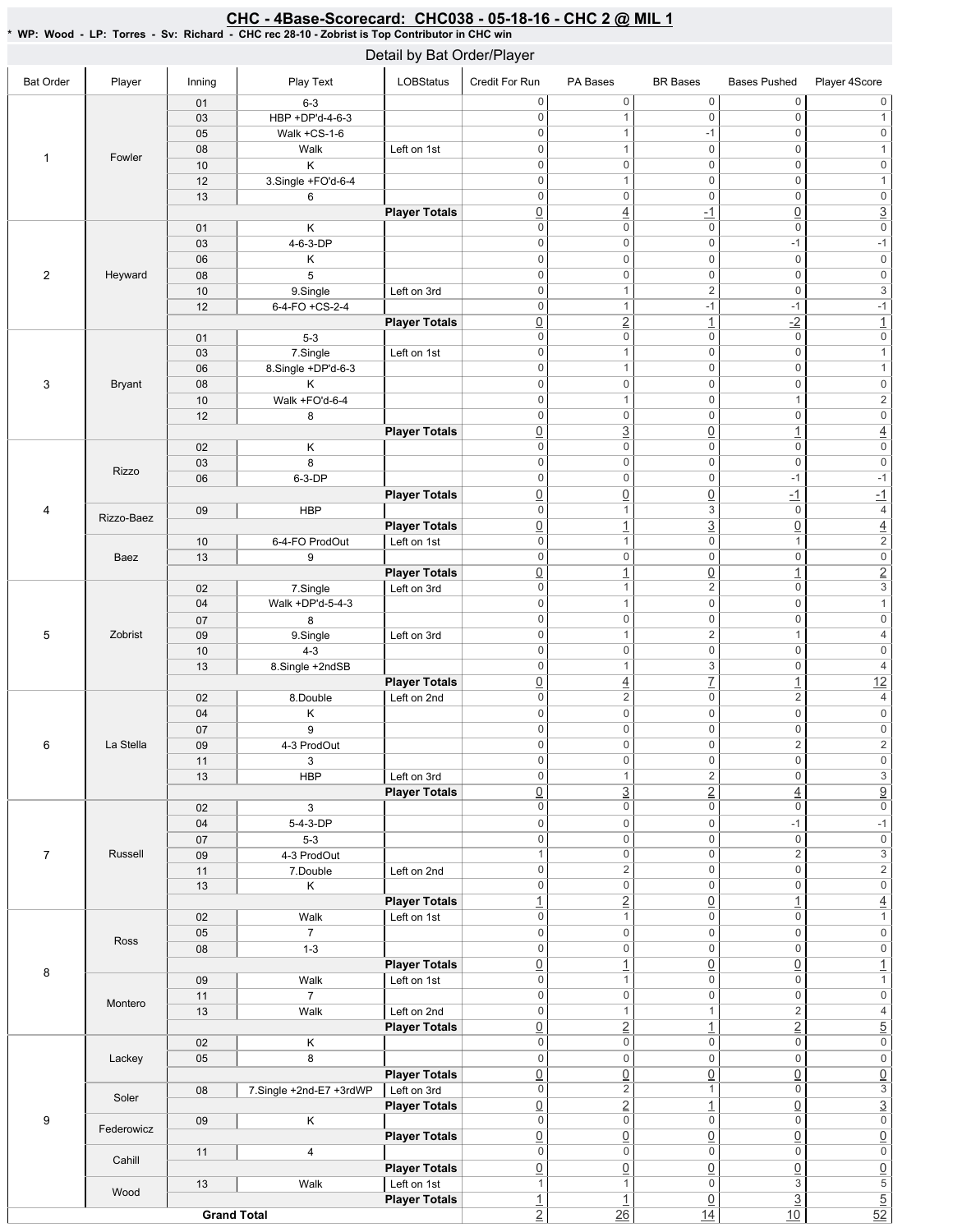# CHC - 4Base-Scorecard: CHC038 - 05-18-16 - CHC 2 @ MIL 1

* WP: Wood - LP: Torres - Sv: Richard - CHC rec 28-10 - Zobrist is Top Contributor in CHC win

## Detail by Bat Order/Player

| Bat Order | Player | Inning | Play Text | LOBStatus | Credit For Run | PA Bases | BR Bases | Bases Pushed | Player 4Score |
|---|---|---|---|---|---|---|---|---|---|
| 1 | Fowler | 01 | 6-3 | | 0 | 0 | 0 | 0 | 0 |
| | | 03 | HBP +DP'd-4-6-3 | | 0 | 1 | 0 | 0 | 1 |
| | | 05 | Walk +CS-1-6 | | 0 | 1 | -1 | 0 | 0 |
| | | 08 | Walk | Left on 1st | 0 | 1 | 0 | 0 | 1 |
| | | 10 | K | | 0 | 0 | 0 | 0 | 0 |
| | | 12 | 3.Single +FO'd-6-4 | | 0 | 1 | 0 | 0 | 1 |
| | | 13 | 6 | | 0 | 0 | 0 | 0 | 0 |
| | | | | **Player Totals** | 0 | 4 | -1 | 0 | 3 |
| 2 | Heyward | 01 | K | | 0 | 0 | 0 | 0 | 0 |
| | | 03 | 4-6-3-DP | | 0 | 0 | 0 | -1 | -1 |
| | | 06 | K | | 0 | 0 | 0 | 0 | 0 |
| | | 08 | 5 | | 0 | 0 | 0 | 0 | 0 |
| | | 10 | 9.Single | Left on 3rd | 0 | 1 | 2 | 0 | 3 |
| | | 12 | 6-4-FO +CS-2-4 | | 0 | 1 | -1 | -1 | -1 |
| | | | | **Player Totals** | 0 | 2 | 1 | -2 | 1 |
| 3 | Bryant | 01 | 5-3 | | 0 | 0 | 0 | 0 | 0 |
| | | 03 | 7.Single | Left on 1st | 0 | 1 | 0 | 0 | 1 |
| | | 06 | 8.Single +DP'd-6-3 | | 0 | 1 | 0 | 0 | 1 |
| | | 08 | K | | 0 | 0 | 0 | 0 | 0 |
| | | 10 | Walk +FO'd-6-4 | | 0 | 1 | 0 | 1 | 2 |
| | | 12 | 8 | | 0 | 0 | 0 | 0 | 0 |
| | | | | **Player Totals** | 0 | 3 | 0 | 1 | 4 |
| 4 | Rizzo | 02 | K | | 0 | 0 | 0 | 0 | 0 |
| | | 03 | 8 | | 0 | 0 | 0 | 0 | 0 |
| | | 06 | 6-3-DP | | 0 | 0 | 0 | -1 | -1 |
| | | | | **Player Totals** | 0 | 0 | 0 | -1 | -1 |
| | Rizzo-Baez | 09 | HBP | | 0 | 1 | 3 | 0 | 4 |
| | | | | **Player Totals** | 0 | 1 | 3 | 0 | 4 |
| | Baez | 10 | 6-4-FO ProdOut | Left on 1st | 0 | 1 | 0 | 1 | 2 |
| | | 13 | 9 | | 0 | 0 | 0 | 0 | 0 |
| | | | | **Player Totals** | 0 | 1 | 0 | 1 | 2 |
| 5 | Zobrist | 02 | 7.Single | Left on 3rd | 0 | 1 | 2 | 0 | 3 |
| | | 04 | Walk +DP'd-5-4-3 | | 0 | 1 | 0 | 0 | 1 |
| | | 07 | 8 | | 0 | 0 | 0 | 0 | 0 |
| | | 09 | 9.Single | Left on 3rd | 0 | 1 | 2 | 1 | 4 |
| | | 10 | 4-3 | | 0 | 0 | 0 | 0 | 0 |
| | | 13 | 8.Single +2ndSB | | 0 | 1 | 3 | 0 | 4 |
| | | | | **Player Totals** | 0 | 4 | 7 | 1 | 12 |
| 6 | La Stella | 02 | 8.Double | Left on 2nd | 0 | 2 | 0 | 2 | 4 |
| | | 04 | K | | 0 | 0 | 0 | 0 | 0 |
| | | 07 | 9 | | 0 | 0 | 0 | 0 | 0 |
| | | 09 | 4-3 ProdOut | | 0 | 0 | 0 | 2 | 2 |
| | | 11 | 3 | | 0 | 0 | 0 | 0 | 0 |
| | | 13 | HBP | Left on 3rd | 0 | 1 | 2 | 0 | 3 |
| | | | | **Player Totals** | 0 | 3 | 2 | 4 | 9 |
| 7 | Russell | 02 | 3 | | 0 | 0 | 0 | 0 | 0 |
| | | 04 | 5-4-3-DP | | 0 | 0 | 0 | -1 | -1 |
| | | 07 | 5-3 | | 0 | 0 | 0 | 0 | 0 |
| | | 09 | 4-3 ProdOut | | 1 | 0 | 0 | 2 | 3 |
| | | 11 | 7.Double | Left on 2nd | 0 | 2 | 0 | 0 | 2 |
| | | 13 | K | | 0 | 0 | 0 | 0 | 0 |
| | | | | **Player Totals** | 1 | 2 | 0 | 1 | 4 |
| 8 | Ross | 02 | Walk | Left on 1st | 0 | 1 | 0 | 0 | 1 |
| | | 05 | 7 | | 0 | 0 | 0 | 0 | 0 |
| | | 08 | 1-3 | | 0 | 0 | 0 | 0 | 0 |
| | | | | **Player Totals** | 0 | 1 | 0 | 0 | 1 |
| | Montero | 09 | Walk | Left on 1st | 0 | 1 | 0 | 0 | 1 |
| | | 11 | 7 | | 0 | 0 | 0 | 0 | 0 |
| | | 13 | Walk | Left on 2nd | 0 | 1 | 1 | 2 | 4 |
| | | | | **Player Totals** | 0 | 2 | 1 | 2 | 5 |
| 9 | Lackey | 02 | K | | 0 | 0 | 0 | 0 | 0 |
| | | 05 | 8 | | 0 | 0 | 0 | 0 | 0 |
| | | | | **Player Totals** | 0 | 0 | 0 | 0 | 0 |
| | Soler | 08 | 7.Single +2nd-E7 +3rdWP | Left on 3rd | 0 | 2 | 1 | 0 | 3 |
| | | | | **Player Totals** | 0 | 2 | 1 | 0 | 3 |
| | Federowicz | 09 | K | | 0 | 0 | 0 | 0 | 0 |
| | | | | **Player Totals** | 0 | 0 | 0 | 0 | 0 |
| | Cahill | 11 | 4 | | 0 | 0 | 0 | 0 | 0 |
| | | | | **Player Totals** | 0 | 0 | 0 | 0 | 0 |
| | Wood | 13 | Walk | Left on 1st | 1 | 1 | 0 | 3 | 5 |
| | | | | **Player Totals** | 1 | 1 | 0 | 3 | 5 |
| **Grand Total** | | | | | 2 | 26 | 14 | 10 | 52 |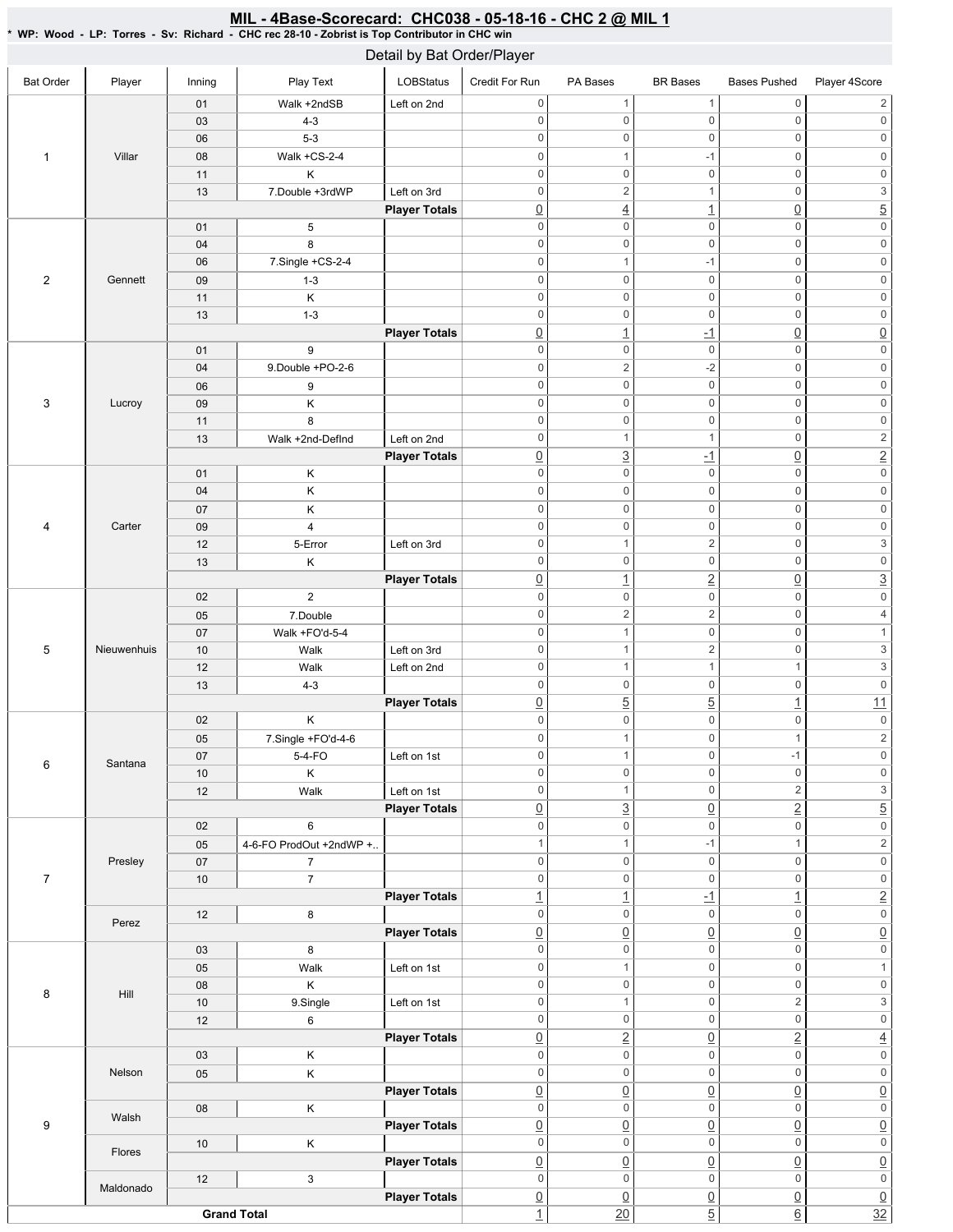## MIL - 4Base-Scorecard: CHC038 - 05-18-16 - CHC 2 @ MIL 1

**\* WP: Wood - LP: Torres - Sv: Richard - CHC rec 28-10 - Zobrist is Top Contributor in CHC win**

### Detail by Bat Order/Player

| Bat Order | Player | Inning | Play Text | LOBStatus | Credit For Run | PA Bases | BR Bases | Bases Pushed | Player 4Score |
|---|---|---|---|---|---|---|---|---|---|
| 1 | Villar | 01 | Walk +2ndSB | Left on 2nd | 0 | 1 | 1 | 0 | 2 |
| | | 03 | 4-3 | | 0 | 0 | 0 | 0 | 0 |
| | | 06 | 5-3 | | 0 | 0 | 0 | 0 | 0 |
| | | 08 | Walk +CS-2-4 | | 0 | 1 | -1 | 0 | 0 |
| | | 11 | K | | 0 | 0 | 0 | 0 | 0 |
| | | 13 | 7.Double +3rdWP | Left on 3rd | 0 | 2 | 1 | 0 | 3 |
| | | | | **Player Totals** | 0 | 4 | 1 | 0 | 5 |
| 2 | Gennett | 01 | 5 | | 0 | 0 | 0 | 0 | 0 |
| | | 04 | 8 | | 0 | 0 | 0 | 0 | 0 |
| | | 06 | 7.Single +CS-2-4 | | 0 | 1 | -1 | 0 | 0 |
| | | 09 | 1-3 | | 0 | 0 | 0 | 0 | 0 |
| | | 11 | K | | 0 | 0 | 0 | 0 | 0 |
| | | 13 | 1-3 | | 0 | 0 | 0 | 0 | 0 |
| | | | | **Player Totals** | 0 | 1 | -1 | 0 | 0 |
| 3 | Lucroy | 01 | 9 | | 0 | 0 | 0 | 0 | 0 |
| | | 04 | 9.Double +PO-2-6 | | 0 | 2 | -2 | 0 | 0 |
| | | 06 | 9 | | 0 | 0 | 0 | 0 | 0 |
| | | 09 | K | | 0 | 0 | 0 | 0 | 0 |
| | | 11 | 8 | | 0 | 0 | 0 | 0 | 0 |
| | | 13 | Walk +2nd-DefInd | Left on 2nd | 0 | 1 | 1 | 0 | 2 |
| | | | | **Player Totals** | 0 | 3 | -1 | 0 | 2 |
| 4 | Carter | 01 | K | | 0 | 0 | 0 | 0 | 0 |
| | | 04 | K | | 0 | 0 | 0 | 0 | 0 |
| | | 07 | K | | 0 | 0 | 0 | 0 | 0 |
| | | 09 | 4 | | 0 | 0 | 0 | 0 | 0 |
| | | 12 | 5-Error | Left on 3rd | 0 | 1 | 2 | 0 | 3 |
| | | 13 | K | | 0 | 0 | 0 | 0 | 0 |
| | | | | **Player Totals** | 0 | 1 | 2 | 0 | 3 |
| 5 | Nieuwenhuis | 02 | 2 | | 0 | 0 | 0 | 0 | 0 |
| | | 05 | 7.Double | | 0 | 2 | 2 | 0 | 4 |
| | | 07 | Walk +FO'd-5-4 | | 0 | 1 | 0 | 0 | 1 |
| | | 10 | Walk | Left on 3rd | 0 | 1 | 2 | 0 | 3 |
| | | 12 | Walk | Left on 2nd | 0 | 1 | 1 | 1 | 3 |
| | | 13 | 4-3 | | 0 | 0 | 0 | 0 | 0 |
| | | | | **Player Totals** | 0 | 5 | 5 | 1 | 11 |
| 6 | Santana | 02 | K | | 0 | 0 | 0 | 0 | 0 |
| | | 05 | 7.Single +FO'd-4-6 | | 0 | 1 | 0 | 1 | 2 |
| | | 07 | 5-4-FO | Left on 1st | 0 | 1 | 0 | -1 | 0 |
| | | 10 | K | | 0 | 0 | 0 | 0 | 0 |
| | | 12 | Walk | Left on 1st | 0 | 1 | 0 | 2 | 3 |
| | | | | **Player Totals** | 0 | 3 | 0 | 2 | 5 |
| 7 | Presley | 02 | 6 | | 0 | 0 | 0 | 0 | 0 |
| | | 05 | 4-6-FO ProdOut +2ndWP +.. | | 1 | 1 | -1 | 1 | 2 |
| | | 07 | 7 | | 0 | 0 | 0 | 0 | 0 |
| | | 10 | 7 | | 0 | 0 | 0 | 0 | 0 |
| | | | | **Player Totals** | 1 | 1 | -1 | 1 | 2 |
| | Perez | 12 | 8 | | 0 | 0 | 0 | 0 | 0 |
| | | | | **Player Totals** | 0 | 0 | 0 | 0 | 0 |
| 8 | Hill | 03 | 8 | | 0 | 0 | 0 | 0 | 0 |
| | | 05 | Walk | Left on 1st | 0 | 1 | 0 | 0 | 1 |
| | | 08 | K | | 0 | 0 | 0 | 0 | 0 |
| | | 10 | 9.Single | Left on 1st | 0 | 1 | 0 | 2 | 3 |
| | | 12 | 6 | | 0 | 0 | 0 | 0 | 0 |
| | | | | **Player Totals** | 0 | 2 | 0 | 2 | 4 |
| 9 | Nelson | 03 | K | | 0 | 0 | 0 | 0 | 0 |
| | | 05 | K | | 0 | 0 | 0 | 0 | 0 |
| | | | | **Player Totals** | 0 | 0 | 0 | 0 | 0 |
| | Walsh | 08 | K | | 0 | 0 | 0 | 0 | 0 |
| | | | | **Player Totals** | 0 | 0 | 0 | 0 | 0 |
| | Flores | 10 | K | | 0 | 0 | 0 | 0 | 0 |
| | | | | **Player Totals** | 0 | 0 | 0 | 0 | 0 |
| | Maldonado | 12 | 3 | | 0 | 0 | 0 | 0 | 0 |
| | | | | **Player Totals** | 0 | 0 | 0 | 0 | 0 |
| **Grand Total** | | | | | 1 | 20 | 5 | 6 | 32 |